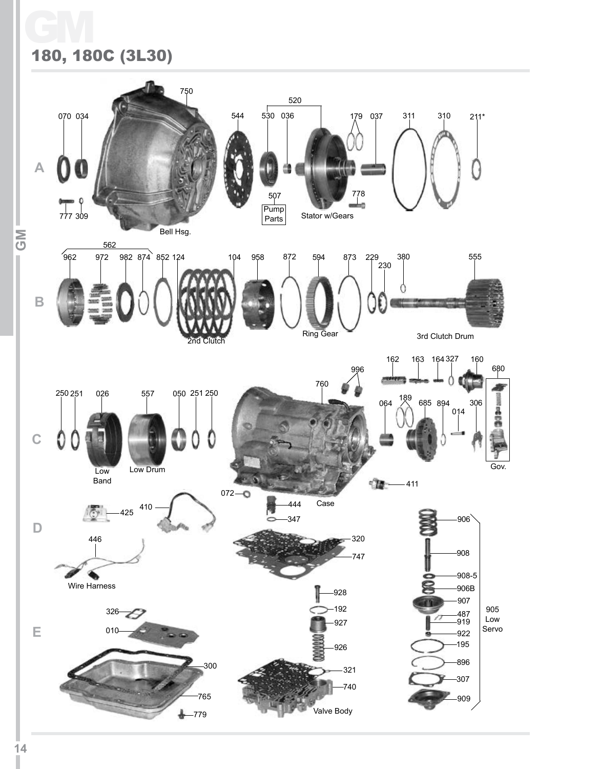# GM

## 180, 180C (3L30)

**A**

070 034 750 544 520 530 036 179 037 311 310 211*

777 309 Bell Hsg. 507 Pump Parts Stator w/Gears 778

**B**

562 962 972 982 874 852 124 104 958 872 594 873 229 230 380 555

2nd Clutch Ring Gear 3rd Clutch Drum

**C**

250 251 026 557 050 251 250 760 996 162 163 164 327 160 680 064 189 685 894 014 306

Low Band Low Drum Case Gov.

072 444 347 411

**D**

425 410 446 Wire Harness 320 747

906 908 908-5 906B 907 487 919 922 195 896 307 909

905 Low Servo

**E**

326 010 300 765 779 928 192 927 926 321 740 Valve Body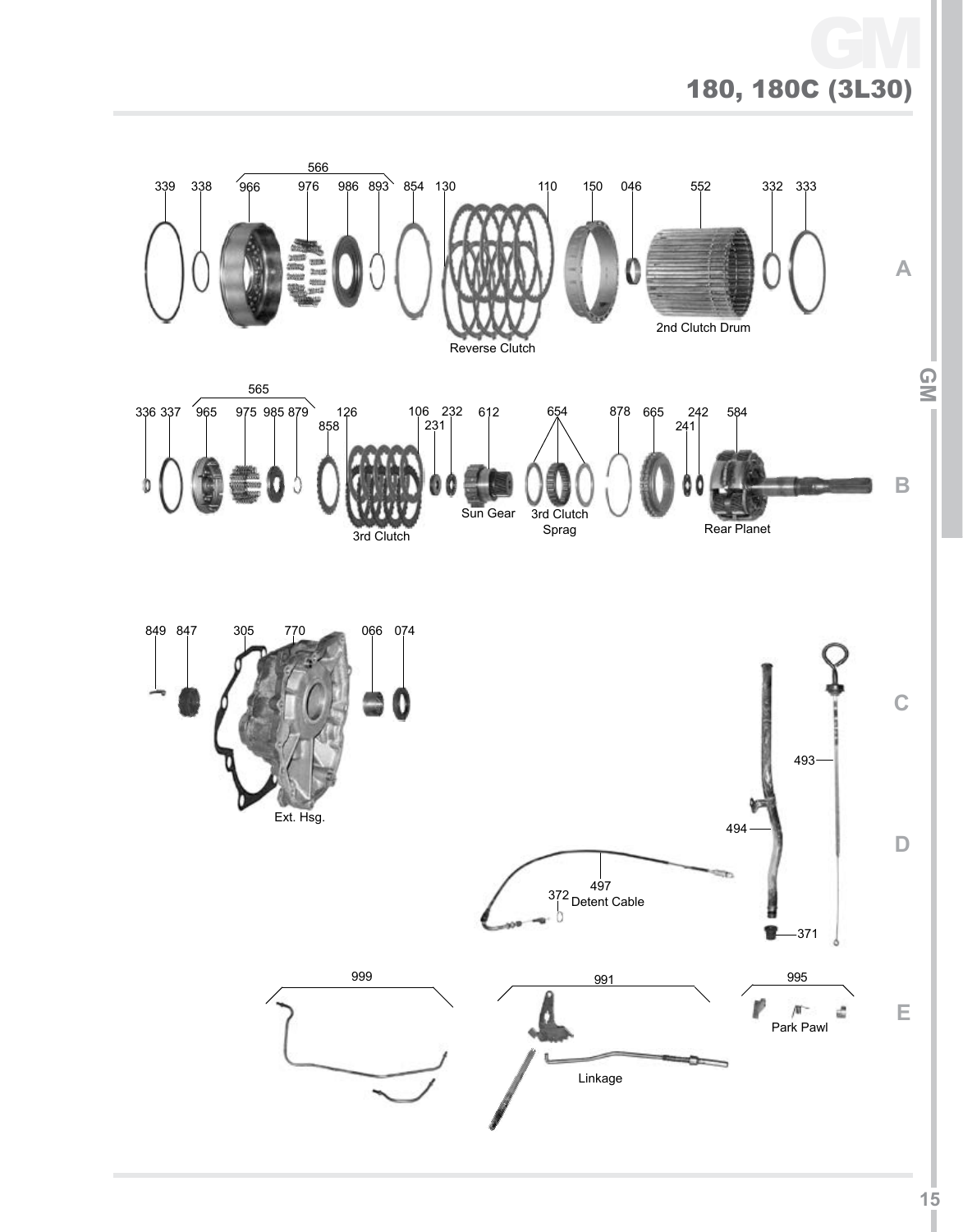# GM
## 180, 180C (3L30)

566
339 338 966 976 986 893 854 130 110 150 046 552 332 333

Reverse Clutch

2nd Clutch Drum

A

565
336 337 965 975 985 879 858 126 106 231 232 612 654 878 665 241 242 584

3rd Clutch

Sun Gear

3rd Clutch Sprag

Rear Planet

B

849 847 305 770 066 074

Ext. Hsg.

C

493

494

497 Detent Cable

372

371

D

999

991

Linkage

995

Park Pawl

E

GM